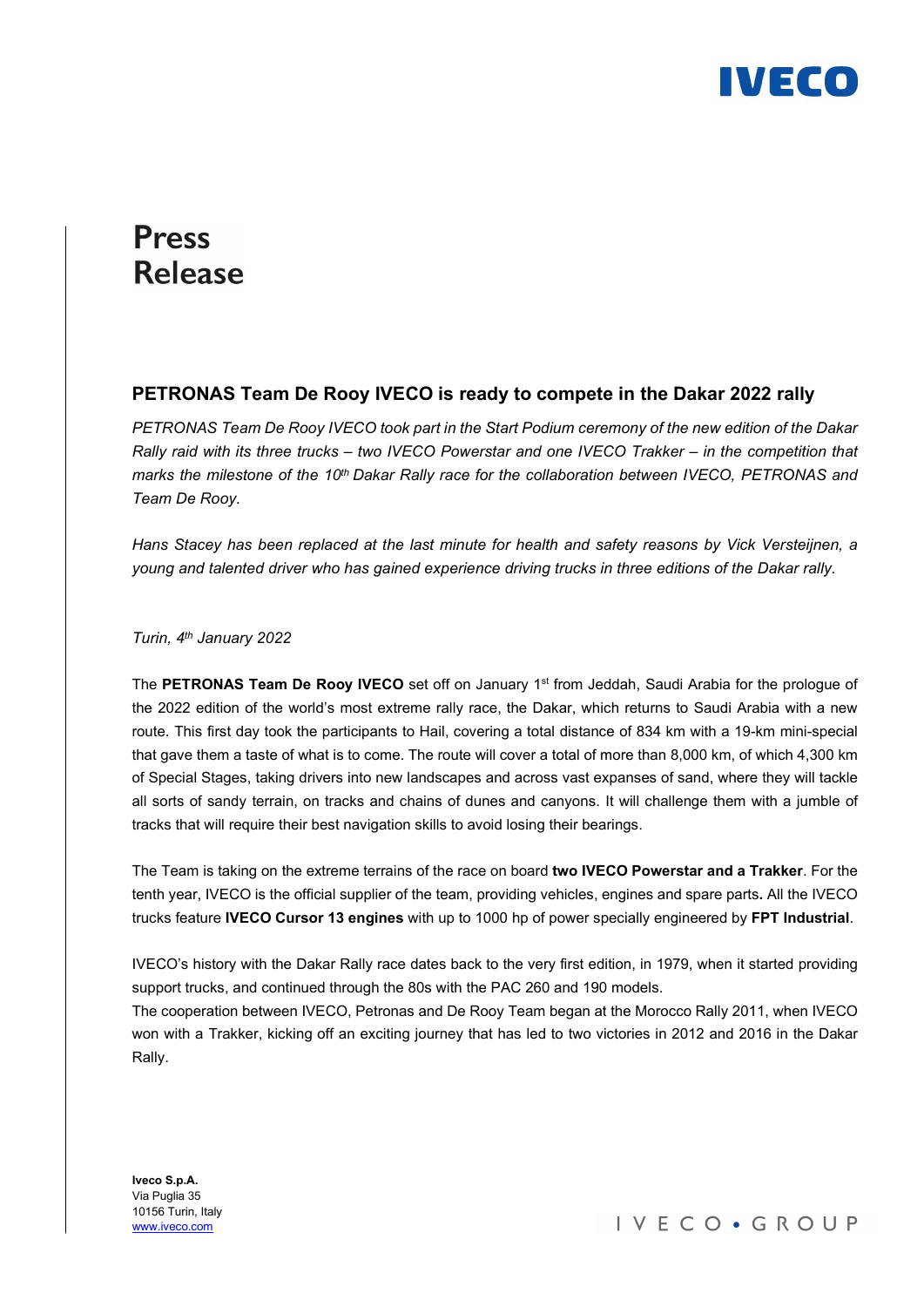# Press Release

## PETRONAS Team De Rooy IVECO is ready to compete in the Dakar 2022 rally

*PETRONAS Team De Rooy IVECO took part in the Start Podium ceremony of the new edition of the Dakar Rally raid with its three trucks – two IVECO Powerstar and one IVECO Trakker – in the competition that marks the milestone of the 10th Dakar Rally race for the collaboration between IVECO, PETRONAS and Team De Rooy.*

*Hans Stacey has been replaced at the last minute for health and safety reasons by Vick Versteijnen, a young and talented driver who has gained experience driving trucks in three editions of the Dakar rally.*

*Turin, 4th January 2022*

The **PETRONAS Team De Rooy IVECO** set off on January 1st from Jeddah, Saudi Arabia for the prologue of the 2022 edition of the world's most extreme rally race, the Dakar, which returns to Saudi Arabia with a new route. This first day took the participants to Hail, covering a total distance of 834 km with a 19-km mini-special that gave them a taste of what is to come. The route will cover a total of more than 8,000 km, of which 4,300 km of Special Stages, taking drivers into new landscapes and across vast expanses of sand, where they will tackle all sorts of sandy terrain, on tracks and chains of dunes and canyons. It will challenge them with a jumble of tracks that will require their best navigation skills to avoid losing their bearings.

The Team is taking on the extreme terrains of the race on board **two IVECO Powerstar and a Trakker**. For the tenth year, IVECO is the official supplier of the team, providing vehicles, engines and spare parts**.** All the IVECO trucks feature **IVECO Cursor 13 engines** with up to 1000 hp of power specially engineered by **FPT Industrial**.

IVECO's history with the Dakar Rally race dates back to the very first edition, in 1979, when it started providing support trucks, and continued through the 80s with the PAC 260 and 190 models.
The cooperation between IVECO, Petronas and De Rooy Team began at the Morocco Rally 2011, when IVECO won with a Trakker, kicking off an exciting journey that has led to two victories in 2012 and 2016 in the Dakar Rally.

**Iveco S.p.A.**
Via Puglia 35
10156 Turin, Italy
www.iveco.com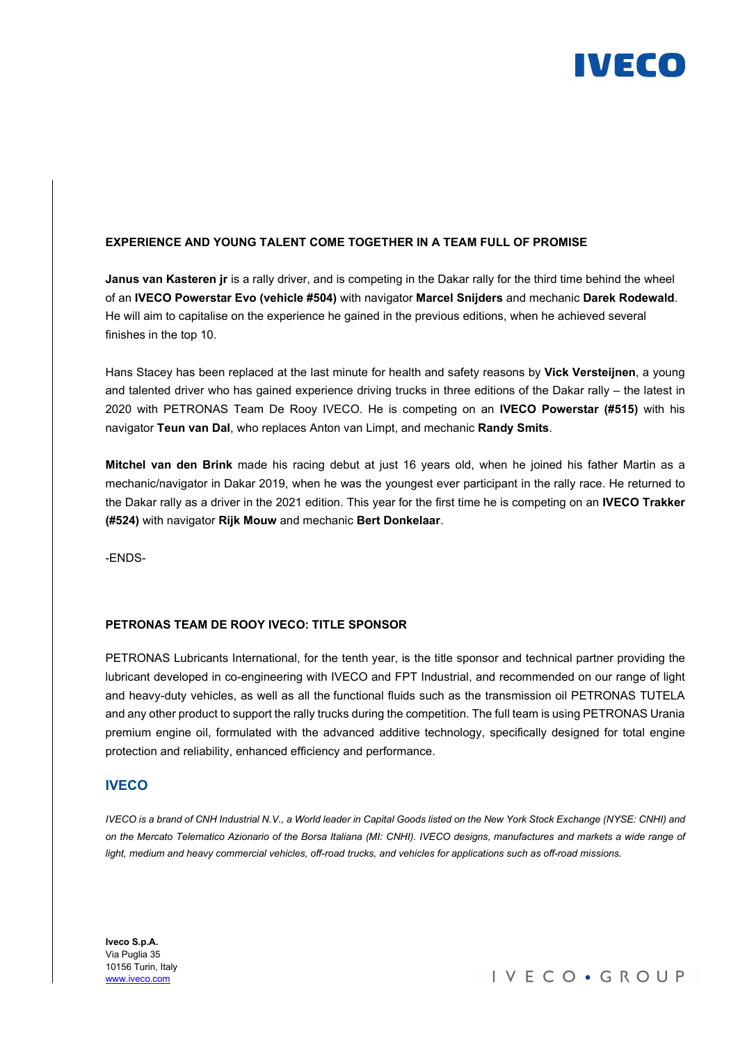**EXPERIENCE AND YOUNG TALENT COME TOGETHER IN A TEAM FULL OF PROMISE**

**Janus van Kasteren jr** is a rally driver, and is competing in the Dakar rally for the third time behind the wheel of an **IVECO Powerstar Evo (vehicle #504)** with navigator **Marcel Snijders** and mechanic **Darek Rodewald**. He will aim to capitalise on the experience he gained in the previous editions, when he achieved several finishes in the top 10.

Hans Stacey has been replaced at the last minute for health and safety reasons by **Vick Versteijnen**, a young and talented driver who has gained experience driving trucks in three editions of the Dakar rally – the latest in 2020 with PETRONAS Team De Rooy IVECO. He is competing on an **IVECO Powerstar (#515)** with his navigator **Teun van Dal**, who replaces Anton van Limpt, and mechanic **Randy Smits**.

**Mitchel van den Brink** made his racing debut at just 16 years old, when he joined his father Martin as a mechanic/navigator in Dakar 2019, when he was the youngest ever participant in the rally race. He returned to the Dakar rally as a driver in the 2021 edition. This year for the first time he is competing on an **IVECO Trakker (#524)** with navigator **Rijk Mouw** and mechanic **Bert Donkelaar**.

-ENDS-

**PETRONAS TEAM DE ROOY IVECO: TITLE SPONSOR**

PETRONAS Lubricants International, for the tenth year, is the title sponsor and technical partner providing the lubricant developed in co-engineering with IVECO and FPT Industrial, and recommended on our range of light and heavy-duty vehicles, as well as all the functional fluids such as the transmission oil PETRONAS TUTELA and any other product to support the rally trucks during the competition. The full team is using PETRONAS Urania premium engine oil, formulated with the advanced additive technology, specifically designed for total engine protection and reliability, enhanced efficiency and performance.

## IVECO

*IVECO is a brand of CNH Industrial N.V., a World leader in Capital Goods listed on the New York Stock Exchange (NYSE: CNHI) and on the Mercato Telematico Azionario of the Borsa Italiana (MI: CNHI). IVECO designs, manufactures and markets a wide range of light, medium and heavy commercial vehicles, off-road trucks, and vehicles for applications such as off-road missions.*

**Iveco S.p.A.**
Via Puglia 35
10156 Turin, Italy
www.iveco.com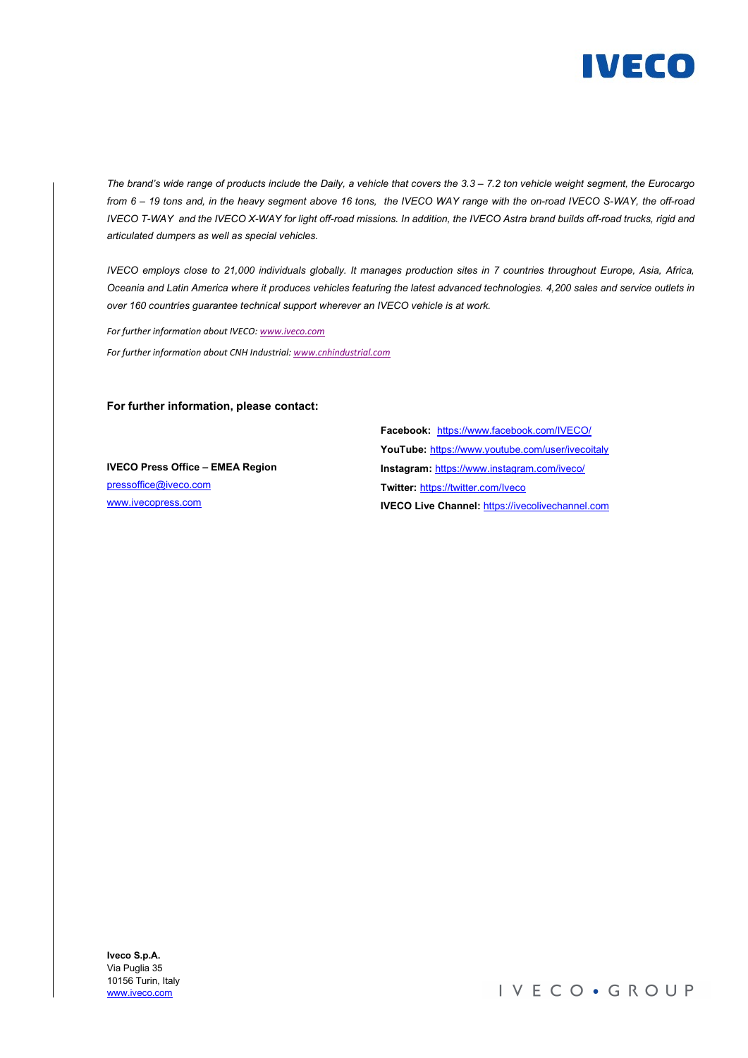*The brand's wide range of products include the Daily, a vehicle that covers the 3.3 – 7.2 ton vehicle weight segment, the Eurocargo from 6 – 19 tons and, in the heavy segment above 16 tons, the IVECO WAY range with the on-road IVECO S-WAY, the off-road IVECO T-WAY and the IVECO X-WAY for light off-road missions. In addition, the IVECO Astra brand builds off-road trucks, rigid and articulated dumpers as well as special vehicles.*

*IVECO employs close to 21,000 individuals globally. It manages production sites in 7 countries throughout Europe, Asia, Africa, Oceania and Latin America where it produces vehicles featuring the latest advanced technologies. 4,200 sales and service outlets in over 160 countries guarantee technical support wherever an IVECO vehicle is at work.*

*For further information about IVECO: [www.iveco.com](http://www.iveco.com)*

*For further information about CNH Industrial: [www.cnhindustrial.com](http://www.cnhindustrial.com)*

**For further information, please contact:**

**IVECO Press Office – EMEA Region**
[pressoffice@iveco.com](mailto:pressoffice@iveco.com)
[www.ivecopress.com](http://www.ivecopress.com)

**Facebook:** [https://www.facebook.com/IVECO/](https://www.facebook.com/IVECO/)
**YouTube:** [https://www.youtube.com/user/ivecoitaly](https://www.youtube.com/user/ivecoitaly)
**Instagram:** [https://www.instagram.com/iveco/](https://www.instagram.com/iveco/)
**Twitter:** [https://twitter.com/Iveco](https://twitter.com/Iveco)
**IVECO Live Channel:** [https://ivecolivechannel.com](https://ivecolivechannel.com)

**Iveco S.p.A.**
Via Puglia 35
10156 Turin, Italy
[www.iveco.com](http://www.iveco.com)